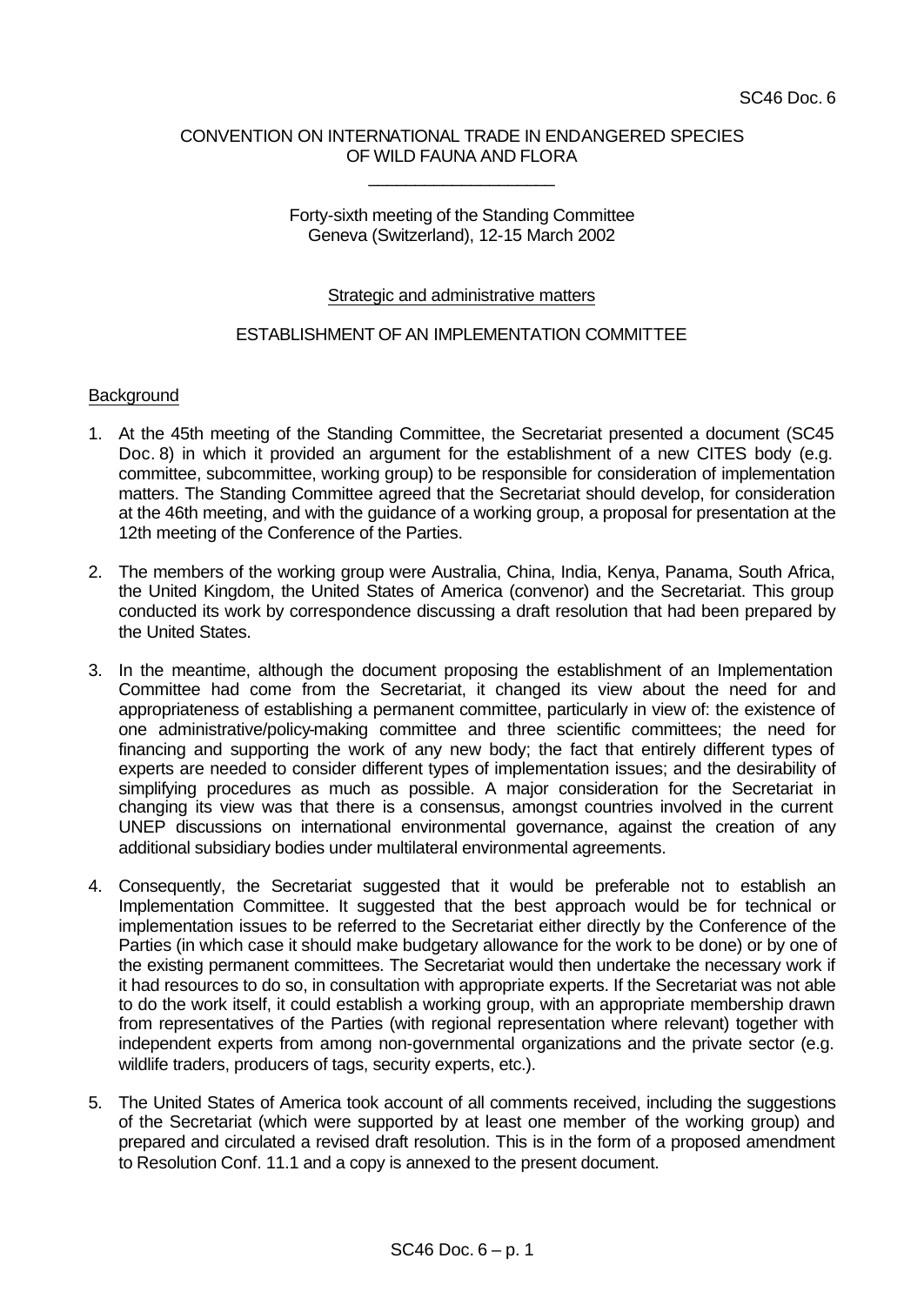SC46 Doc. 6

CONVENTION ON INTERNATIONAL TRADE IN ENDANGERED SPECIES
OF WILD FAUNA AND FLORA

\_\_\_\_\_\_\_\_\_\_\_\_\_\_\_\_\_\_\_\_

Forty-sixth meeting of the Standing Committee
Geneva (Switzerland), 12-15 March 2002

Strategic and administrative matters

# ESTABLISHMENT OF AN IMPLEMENTATION COMMITTEE

## Background

1. At the 45th meeting of the Standing Committee, the Secretariat presented a document (SC45 Doc. 8) in which it provided an argument for the establishment of a new CITES body (e.g. committee, subcommittee, working group) to be responsible for consideration of implementation matters. The Standing Committee agreed that the Secretariat should develop, for consideration at the 46th meeting, and with the guidance of a working group, a proposal for presentation at the 12th meeting of the Conference of the Parties.

2. The members of the working group were Australia, China, India, Kenya, Panama, South Africa, the United Kingdom, the United States of America (convenor) and the Secretariat. This group conducted its work by correspondence discussing a draft resolution that had been prepared by the United States.

3. In the meantime, although the document proposing the establishment of an Implementation Committee had come from the Secretariat, it changed its view about the need for and appropriateness of establishing a permanent committee, particularly in view of: the existence of one administrative/policy-making committee and three scientific committees; the need for financing and supporting the work of any new body; the fact that entirely different types of experts are needed to consider different types of implementation issues; and the desirability of simplifying procedures as much as possible. A major consideration for the Secretariat in changing its view was that there is a consensus, amongst countries involved in the current UNEP discussions on international environmental governance, against the creation of any additional subsidiary bodies under multilateral environmental agreements.

4. Consequently, the Secretariat suggested that it would be preferable not to establish an Implementation Committee. It suggested that the best approach would be for technical or implementation issues to be referred to the Secretariat either directly by the Conference of the Parties (in which case it should make budgetary allowance for the work to be done) or by one of the existing permanent committees. The Secretariat would then undertake the necessary work if it had resources to do so, in consultation with appropriate experts. If the Secretariat was not able to do the work itself, it could establish a working group, with an appropriate membership drawn from representatives of the Parties (with regional representation where relevant) together with independent experts from among non-governmental organizations and the private sector (e.g. wildlife traders, producers of tags, security experts, etc.).

5. The United States of America took account of all comments received, including the suggestions of the Secretariat (which were supported by at least one member of the working group) and prepared and circulated a revised draft resolution. This is in the form of a proposed amendment to Resolution Conf. 11.1 and a copy is annexed to the present document.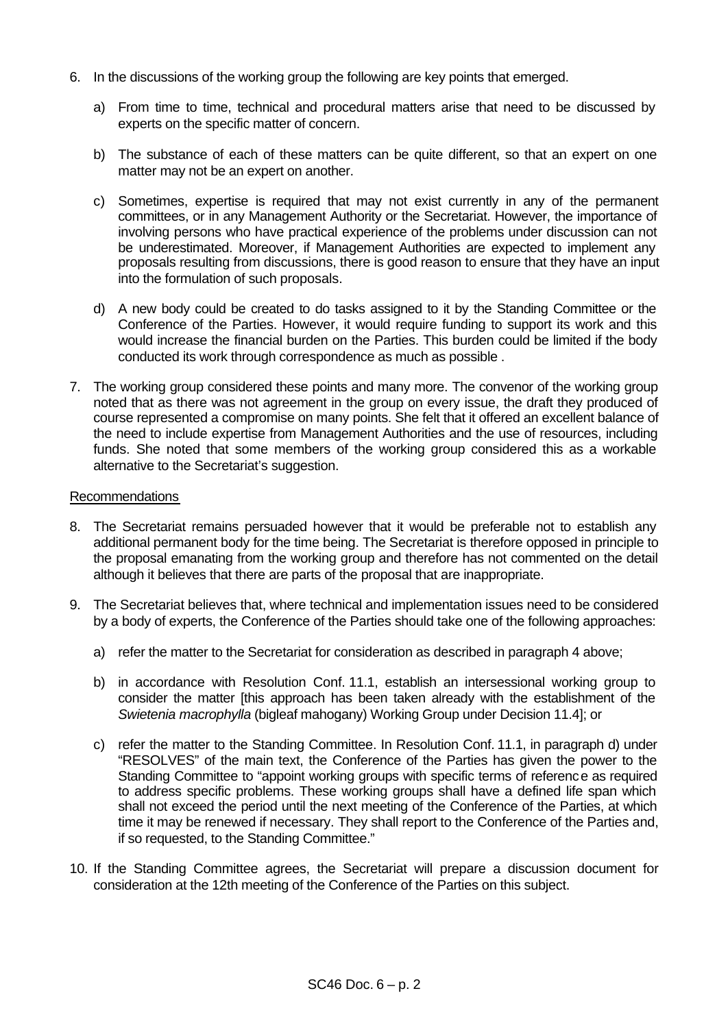6. In the discussions of the working group the following are key points that emerged.

   a) From time to time, technical and procedural matters arise that need to be discussed by experts on the specific matter of concern.

   b) The substance of each of these matters can be quite different, so that an expert on one matter may not be an expert on another.

   c) Sometimes, expertise is required that may not exist currently in any of the permanent committees, or in any Management Authority or the Secretariat. However, the importance of involving persons who have practical experience of the problems under discussion can not be underestimated. Moreover, if Management Authorities are expected to implement any proposals resulting from discussions, there is good reason to ensure that they have an input into the formulation of such proposals.

   d) A new body could be created to do tasks assigned to it by the Standing Committee or the Conference of the Parties. However, it would require funding to support its work and this would increase the financial burden on the Parties. This burden could be limited if the body conducted its work through correspondence as much as possible .

7. The working group considered these points and many more. The convenor of the working group noted that as there was not agreement in the group on every issue, the draft they produced of course represented a compromise on many points. She felt that it offered an excellent balance of the need to include expertise from Management Authorities and the use of resources, including funds. She noted that some members of the working group considered this as a workable alternative to the Secretariat's suggestion.

Recommendations

8. The Secretariat remains persuaded however that it would be preferable not to establish any additional permanent body for the time being. The Secretariat is therefore opposed in principle to the proposal emanating from the working group and therefore has not commented on the detail although it believes that there are parts of the proposal that are inappropriate.

9. The Secretariat believes that, where technical and implementation issues need to be considered by a body of experts, the Conference of the Parties should take one of the following approaches:

   a) refer the matter to the Secretariat for consideration as described in paragraph 4 above;

   b) in accordance with Resolution Conf. 11.1, establish an intersessional working group to consider the matter [this approach has been taken already with the establishment of the *Swietenia macrophylla* (bigleaf mahogany) Working Group under Decision 11.4]; or

   c) refer the matter to the Standing Committee. In Resolution Conf. 11.1, in paragraph d) under "RESOLVES" of the main text, the Conference of the Parties has given the power to the Standing Committee to "appoint working groups with specific terms of reference as required to address specific problems. These working groups shall have a defined life span which shall not exceed the period until the next meeting of the Conference of the Parties, at which time it may be renewed if necessary. They shall report to the Conference of the Parties and, if so requested, to the Standing Committee."

10. If the Standing Committee agrees, the Secretariat will prepare a discussion document for consideration at the 12th meeting of the Conference of the Parties on this subject.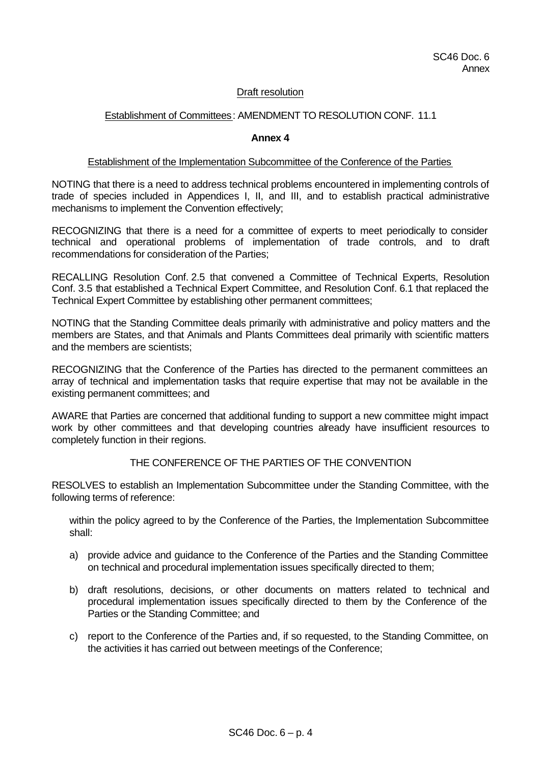SC46 Doc. 6
Annex

Draft resolution

Establishment of Committees: AMENDMENT TO RESOLUTION CONF. 11.1

**Annex 4**

Establishment of the Implementation Subcommittee of the Conference of the Parties

NOTING that there is a need to address technical problems encountered in implementing controls of trade of species included in Appendices I, II, and III, and to establish practical administrative mechanisms to implement the Convention effectively;

RECOGNIZING that there is a need for a committee of experts to meet periodically to consider technical and operational problems of implementation of trade controls, and to draft recommendations for consideration of the Parties;

RECALLING Resolution Conf. 2.5 that convened a Committee of Technical Experts, Resolution Conf. 3.5 that established a Technical Expert Committee, and Resolution Conf. 6.1 that replaced the Technical Expert Committee by establishing other permanent committees;

NOTING that the Standing Committee deals primarily with administrative and policy matters and the members are States, and that Animals and Plants Committees deal primarily with scientific matters and the members are scientists;

RECOGNIZING that the Conference of the Parties has directed to the permanent committees an array of technical and implementation tasks that require expertise that may not be available in the existing permanent committees; and

AWARE that Parties are concerned that additional funding to support a new committee might impact work by other committees and that developing countries already have insufficient resources to completely function in their regions.

THE CONFERENCE OF THE PARTIES OF THE CONVENTION

RESOLVES to establish an Implementation Subcommittee under the Standing Committee, with the following terms of reference:

within the policy agreed to by the Conference of the Parties, the Implementation Subcommittee shall:

a) provide advice and guidance to the Conference of the Parties and the Standing Committee on technical and procedural implementation issues specifically directed to them;

b) draft resolutions, decisions, or other documents on matters related to technical and procedural implementation issues specifically directed to them by the Conference of the Parties or the Standing Committee; and

c) report to the Conference of the Parties and, if so requested, to the Standing Committee, on the activities it has carried out between meetings of the Conference;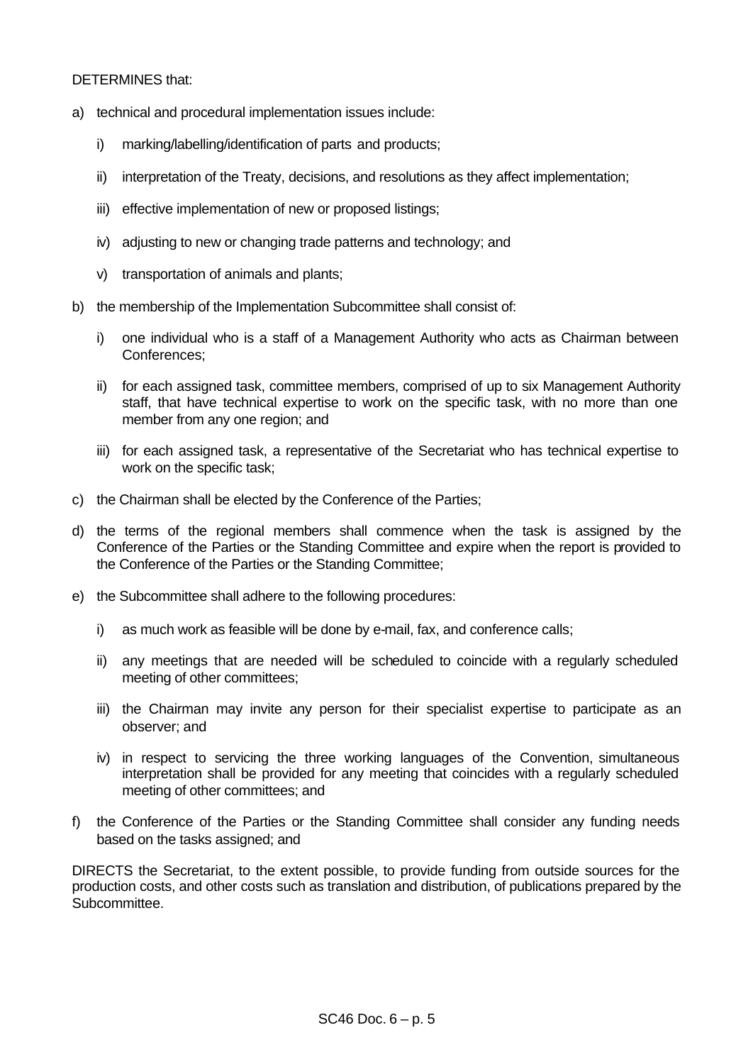DETERMINES that:

a) technical and procedural implementation issues include:

   i) marking/labelling/identification of parts and products;

   ii) interpretation of the Treaty, decisions, and resolutions as they affect implementation;

   iii) effective implementation of new or proposed listings;

   iv) adjusting to new or changing trade patterns and technology; and

   v) transportation of animals and plants;

b) the membership of the Implementation Subcommittee shall consist of:

   i) one individual who is a staff of a Management Authority who acts as Chairman between Conferences;

   ii) for each assigned task, committee members, comprised of up to six Management Authority staff, that have technical expertise to work on the specific task, with no more than one member from any one region; and

   iii) for each assigned task, a representative of the Secretariat who has technical expertise to work on the specific task;

c) the Chairman shall be elected by the Conference of the Parties;

d) the terms of the regional members shall commence when the task is assigned by the Conference of the Parties or the Standing Committee and expire when the report is provided to the Conference of the Parties or the Standing Committee;

e) the Subcommittee shall adhere to the following procedures:

   i) as much work as feasible will be done by e-mail, fax, and conference calls;

   ii) any meetings that are needed will be scheduled to coincide with a regularly scheduled meeting of other committees;

   iii) the Chairman may invite any person for their specialist expertise to participate as an observer; and

   iv) in respect to servicing the three working languages of the Convention, simultaneous interpretation shall be provided for any meeting that coincides with a regularly scheduled meeting of other committees; and

f) the Conference of the Parties or the Standing Committee shall consider any funding needs based on the tasks assigned; and

DIRECTS the Secretariat, to the extent possible, to provide funding from outside sources for the production costs, and other costs such as translation and distribution, of publications prepared by the Subcommittee.